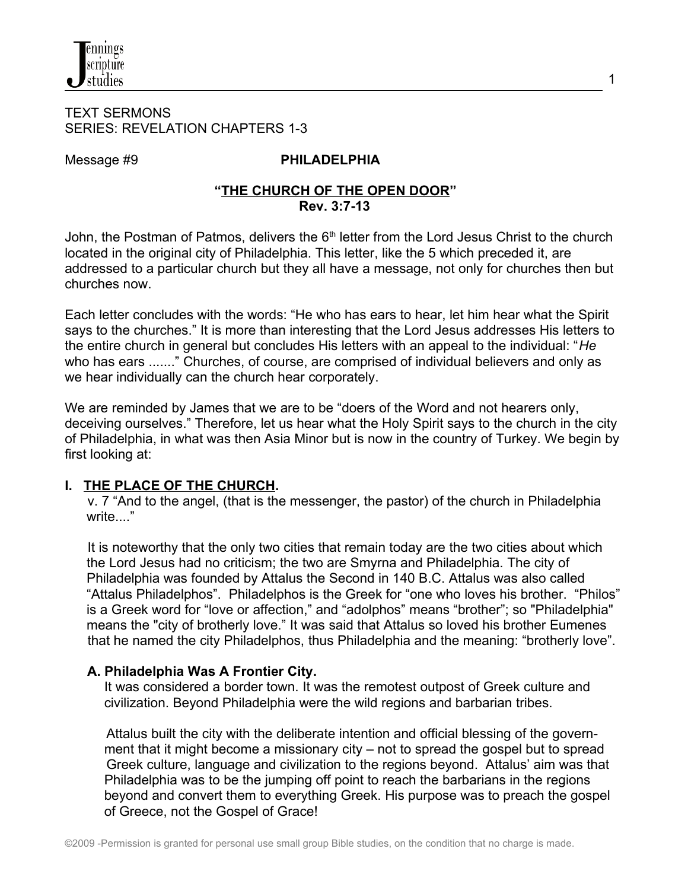TEXT SERMONS
SERIES: REVELATION CHAPTERS 1-3

Message #9 **PHILADELPHIA**

**"THE CHURCH OF THE OPEN DOOR"**
**Rev. 3:7-13**

John, the Postman of Patmos, delivers the 6th letter from the Lord Jesus Christ to the church located in the original city of Philadelphia. This letter, like the 5 which preceded it, are addressed to a particular church but they all have a message, not only for churches then but churches now.

Each letter concludes with the words: "He who has ears to hear, let him hear what the Spirit says to the churches." It is more than interesting that the Lord Jesus addresses His letters to the entire church in general but concludes His letters with an appeal to the individual: "*He* who has ears ......." Churches, of course, are comprised of individual believers and only as we hear individually can the church hear corporately.

We are reminded by James that we are to be "doers of the Word and not hearers only, deceiving ourselves." Therefore, let us hear what the Holy Spirit says to the church in the city of Philadelphia, in what was then Asia Minor but is now in the country of Turkey. We begin by first looking at:

## I. THE PLACE OF THE CHURCH.

v. 7 "And to the angel, (that is the messenger, the pastor) of the church in Philadelphia write...."

It is noteworthy that the only two cities that remain today are the two cities about which the Lord Jesus had no criticism; the two are Smyrna and Philadelphia. The city of Philadelphia was founded by Attalus the Second in 140 B.C. Attalus was also called "Attalus Philadelphos". Philadelphos is the Greek for "one who loves his brother. "Philos" is a Greek word for "love or affection," and "adolphos" means "brother"; so "Philadelphia" means the "city of brotherly love." It was said that Attalus so loved his brother Eumenes that he named the city Philadelphos, thus Philadelphia and the meaning: "brotherly love".

### A. Philadelphia Was A Frontier City.

It was considered a border town. It was the remotest outpost of Greek culture and civilization. Beyond Philadelphia were the wild regions and barbarian tribes.

Attalus built the city with the deliberate intention and official blessing of the government that it might become a missionary city – not to spread the gospel but to spread Greek culture, language and civilization to the regions beyond. Attalus' aim was that Philadelphia was to be the jumping off point to reach the barbarians in the regions beyond and convert them to everything Greek. His purpose was to preach the gospel of Greece, not the Gospel of Grace!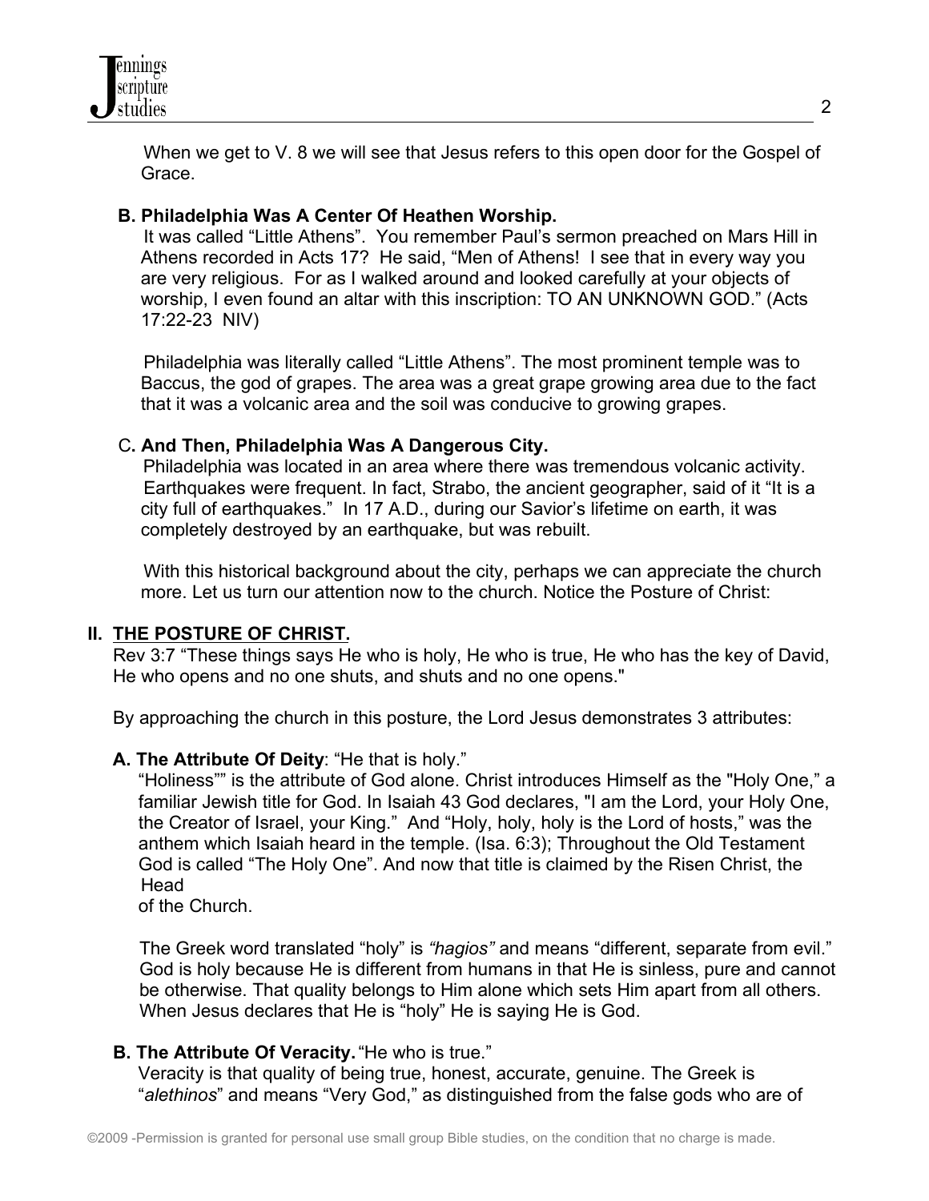When we get to V. 8 we will see that Jesus refers to this open door for the Gospel of Grace.

**B. Philadelphia Was A Center Of Heathen Worship.**

It was called "Little Athens". You remember Paul's sermon preached on Mars Hill in Athens recorded in Acts 17? He said, "Men of Athens! I see that in every way you are very religious. For as I walked around and looked carefully at your objects of worship, I even found an altar with this inscription: TO AN UNKNOWN GOD." (Acts 17:22-23 NIV)

Philadelphia was literally called "Little Athens". The most prominent temple was to Baccus, the god of grapes. The area was a great grape growing area due to the fact that it was a volcanic area and the soil was conducive to growing grapes.

**C. And Then, Philadelphia Was A Dangerous City.**

Philadelphia was located in an area where there was tremendous volcanic activity. Earthquakes were frequent. In fact, Strabo, the ancient geographer, said of it "It is a city full of earthquakes." In 17 A.D., during our Savior's lifetime on earth, it was completely destroyed by an earthquake, but was rebuilt.

With this historical background about the city, perhaps we can appreciate the church more. Let us turn our attention now to the church. Notice the Posture of Christ:

## II. THE POSTURE OF CHRIST.

Rev 3:7 "These things says He who is holy, He who is true, He who has the key of David, He who opens and no one shuts, and shuts and no one opens."

By approaching the church in this posture, the Lord Jesus demonstrates 3 attributes:

**A. The Attribute Of Deity**: "He that is holy."

"Holiness"" is the attribute of God alone. Christ introduces Himself as the "Holy One," a familiar Jewish title for God. In Isaiah 43 God declares, "I am the Lord, your Holy One, the Creator of Israel, your King." And "Holy, holy, holy is the Lord of hosts," was the anthem which Isaiah heard in the temple. (Isa. 6:3); Throughout the Old Testament God is called "The Holy One". And now that title is claimed by the Risen Christ, the Head of the Church.

The Greek word translated "holy" is *"hagios"* and means "different, separate from evil." God is holy because He is different from humans in that He is sinless, pure and cannot be otherwise. That quality belongs to Him alone which sets Him apart from all others. When Jesus declares that He is "holy" He is saying He is God.

**B. The Attribute Of Veracity.** "He who is true."

Veracity is that quality of being true, honest, accurate, genuine. The Greek is "*alethinos*" and means "Very God," as distinguished from the false gods who are of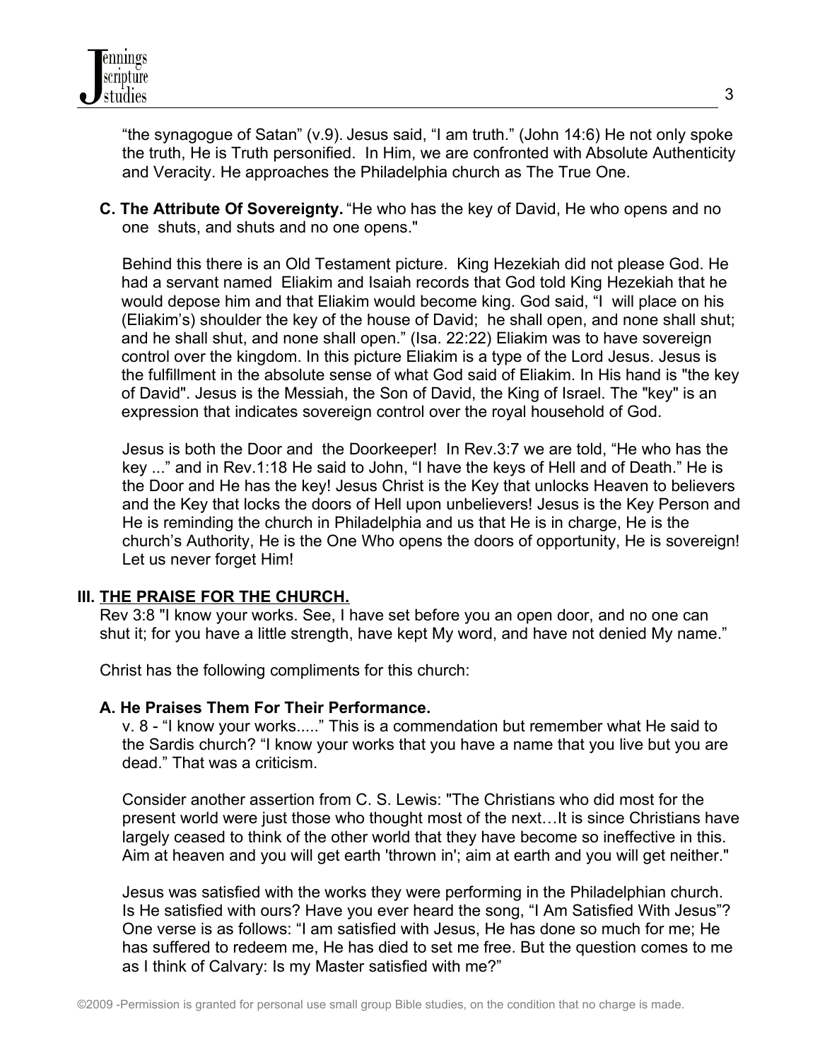"the synagogue of Satan" (v.9). Jesus said, "I am truth." (John 14:6) He not only spoke the truth, He is Truth personified. In Him, we are confronted with Absolute Authenticity and Veracity. He approaches the Philadelphia church as The True One.

**C. The Attribute Of Sovereignty.** "He who has the key of David, He who opens and no one shuts, and shuts and no one opens."

Behind this there is an Old Testament picture. King Hezekiah did not please God. He had a servant named Eliakim and Isaiah records that God told King Hezekiah that he would depose him and that Eliakim would become king. God said, "I will place on his (Eliakim's) shoulder the key of the house of David; he shall open, and none shall shut; and he shall shut, and none shall open." (Isa. 22:22) Eliakim was to have sovereign control over the kingdom. In this picture Eliakim is a type of the Lord Jesus. Jesus is the fulfillment in the absolute sense of what God said of Eliakim. In His hand is "the key of David". Jesus is the Messiah, the Son of David, the King of Israel. The "key" is an expression that indicates sovereign control over the royal household of God.

Jesus is both the Door and the Doorkeeper! In Rev.3:7 we are told, "He who has the key ..." and in Rev.1:18 He said to John, "I have the keys of Hell and of Death." He is the Door and He has the key! Jesus Christ is the Key that unlocks Heaven to believers and the Key that locks the doors of Hell upon unbelievers! Jesus is the Key Person and He is reminding the church in Philadelphia and us that He is in charge, He is the church's Authority, He is the One Who opens the doors of opportunity, He is sovereign! Let us never forget Him!

## III. THE PRAISE FOR THE CHURCH.

Rev 3:8 "I know your works. See, I have set before you an open door, and no one can shut it; for you have a little strength, have kept My word, and have not denied My name."

Christ has the following compliments for this church:

### A. He Praises Them For Their Performance.

v. 8 - "I know your works....." This is a commendation but remember what He said to the Sardis church? "I know your works that you have a name that you live but you are dead." That was a criticism.

Consider another assertion from C. S. Lewis: "The Christians who did most for the present world were just those who thought most of the next…It is since Christians have largely ceased to think of the other world that they have become so ineffective in this. Aim at heaven and you will get earth 'thrown in'; aim at earth and you will get neither."

Jesus was satisfied with the works they were performing in the Philadelphian church. Is He satisfied with ours? Have you ever heard the song, "I Am Satisfied With Jesus"? One verse is as follows: "I am satisfied with Jesus, He has done so much for me; He has suffered to redeem me, He has died to set me free. But the question comes to me as I think of Calvary: Is my Master satisfied with me?"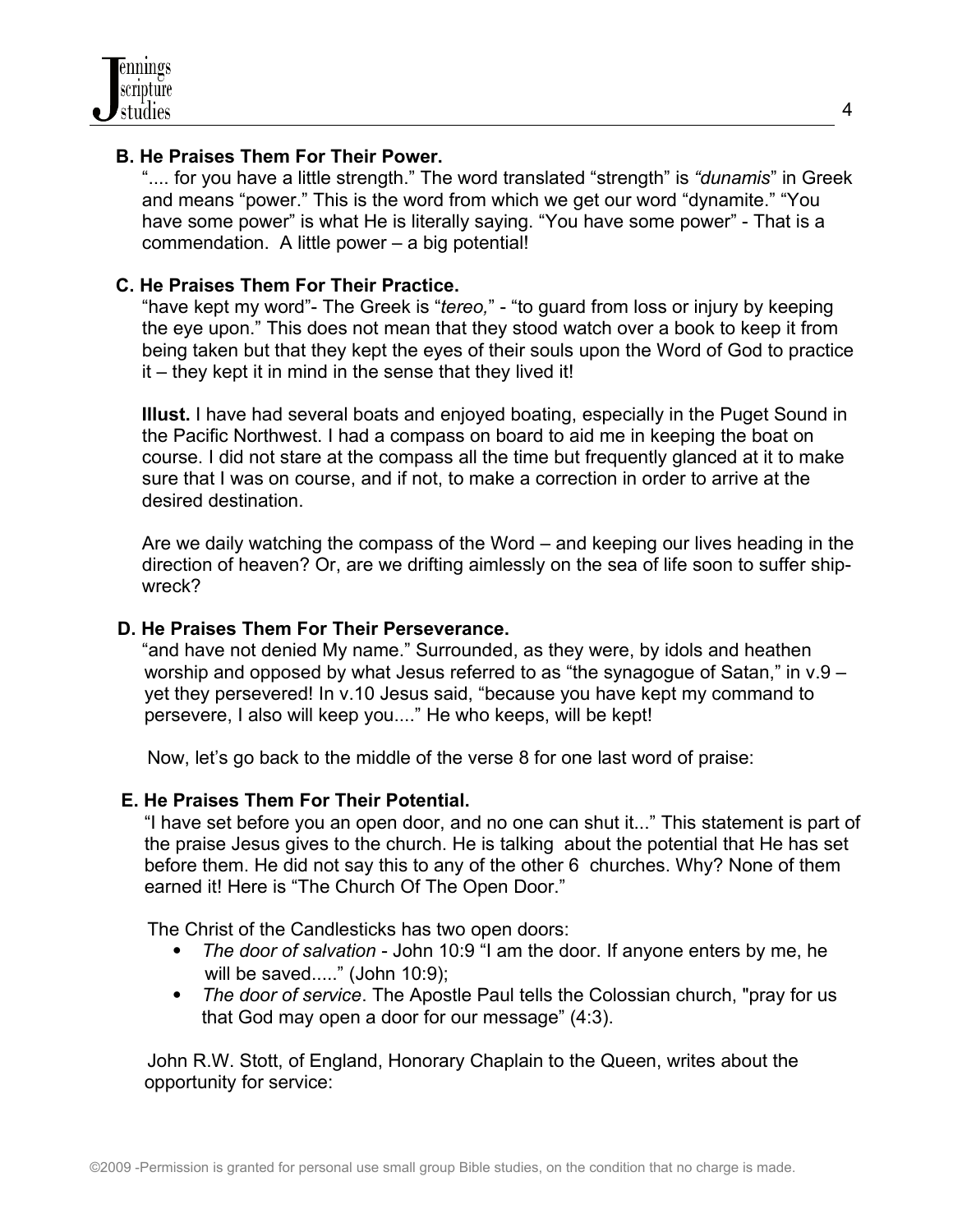### B. He Praises Them For Their Power.

".... for you have a little strength." The word translated "strength" is *"dunamis*" in Greek and means "power." This is the word from which we get our word "dynamite." "You have some power" is what He is literally saying. "You have some power" - That is a commendation. A little power – a big potential!

### C. He Praises Them For Their Practice.

"have kept my word"- The Greek is "*tereo,*" - "to guard from loss or injury by keeping the eye upon." This does not mean that they stood watch over a book to keep it from being taken but that they kept the eyes of their souls upon the Word of God to practice it – they kept it in mind in the sense that they lived it!

**Illust.** I have had several boats and enjoyed boating, especially in the Puget Sound in the Pacific Northwest. I had a compass on board to aid me in keeping the boat on course. I did not stare at the compass all the time but frequently glanced at it to make sure that I was on course, and if not, to make a correction in order to arrive at the desired destination.

Are we daily watching the compass of the Word – and keeping our lives heading in the direction of heaven? Or, are we drifting aimlessly on the sea of life soon to suffer ship-wreck?

### D. He Praises Them For Their Perseverance.

"and have not denied My name." Surrounded, as they were, by idols and heathen worship and opposed by what Jesus referred to as "the synagogue of Satan," in v.9 – yet they persevered! In v.10 Jesus said, "because you have kept my command to persevere, I also will keep you...." He who keeps, will be kept!

Now, let's go back to the middle of the verse 8 for one last word of praise:

### E. He Praises Them For Their Potential.

"I have set before you an open door, and no one can shut it..." This statement is part of the praise Jesus gives to the church. He is talking about the potential that He has set before them. He did not say this to any of the other 6 churches. Why? None of them earned it! Here is "The Church Of The Open Door."

The Christ of the Candlesticks has two open doors:

- *The door of salvation* - John 10:9 "I am the door. If anyone enters by me, he will be saved....." (John 10:9);
- *The door of service*. The Apostle Paul tells the Colossian church, "pray for us that God may open a door for our message" (4:3).

John R.W. Stott, of England, Honorary Chaplain to the Queen, writes about the opportunity for service: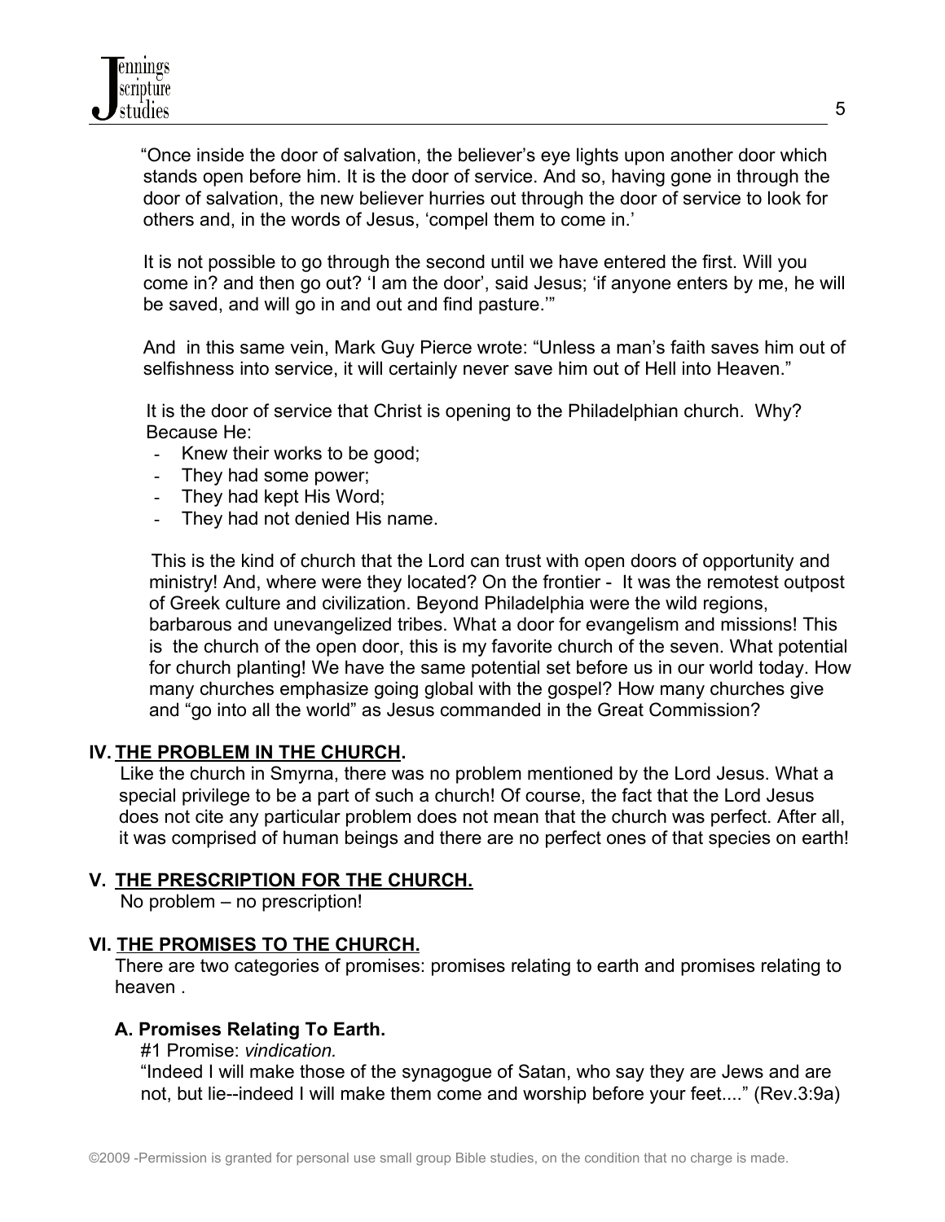"Once inside the door of salvation, the believer's eye lights upon another door which stands open before him. It is the door of service. And so, having gone in through the door of salvation, the new believer hurries out through the door of service to look for others and, in the words of Jesus, 'compel them to come in.'

It is not possible to go through the second until we have entered the first. Will you come in? and then go out? 'I am the door', said Jesus; 'if anyone enters by me, he will be saved, and will go in and out and find pasture.'"

And in this same vein, Mark Guy Pierce wrote: "Unless a man's faith saves him out of selfishness into service, it will certainly never save him out of Hell into Heaven."

It is the door of service that Christ is opening to the Philadelphian church. Why? Because He:

- Knew their works to be good;
- They had some power;
- They had kept His Word;
- They had not denied His name.

This is the kind of church that the Lord can trust with open doors of opportunity and ministry! And, where were they located? On the frontier - It was the remotest outpost of Greek culture and civilization. Beyond Philadelphia were the wild regions, barbarous and unevangelized tribes. What a door for evangelism and missions! This is the church of the open door, this is my favorite church of the seven. What potential for church planting! We have the same potential set before us in our world today. How many churches emphasize going global with the gospel? How many churches give and "go into all the world" as Jesus commanded in the Great Commission?

## IV. THE PROBLEM IN THE CHURCH.

Like the church in Smyrna, there was no problem mentioned by the Lord Jesus. What a special privilege to be a part of such a church! Of course, the fact that the Lord Jesus does not cite any particular problem does not mean that the church was perfect. After all, it was comprised of human beings and there are no perfect ones of that species on earth!

## V. THE PRESCRIPTION FOR THE CHURCH.

No problem – no prescription!

## VI. THE PROMISES TO THE CHURCH.

There are two categories of promises: promises relating to earth and promises relating to heaven .

### A. Promises Relating To Earth.

#1 Promise: *vindication.*

"Indeed I will make those of the synagogue of Satan, who say they are Jews and are not, but lie--indeed I will make them come and worship before your feet...." (Rev.3:9a)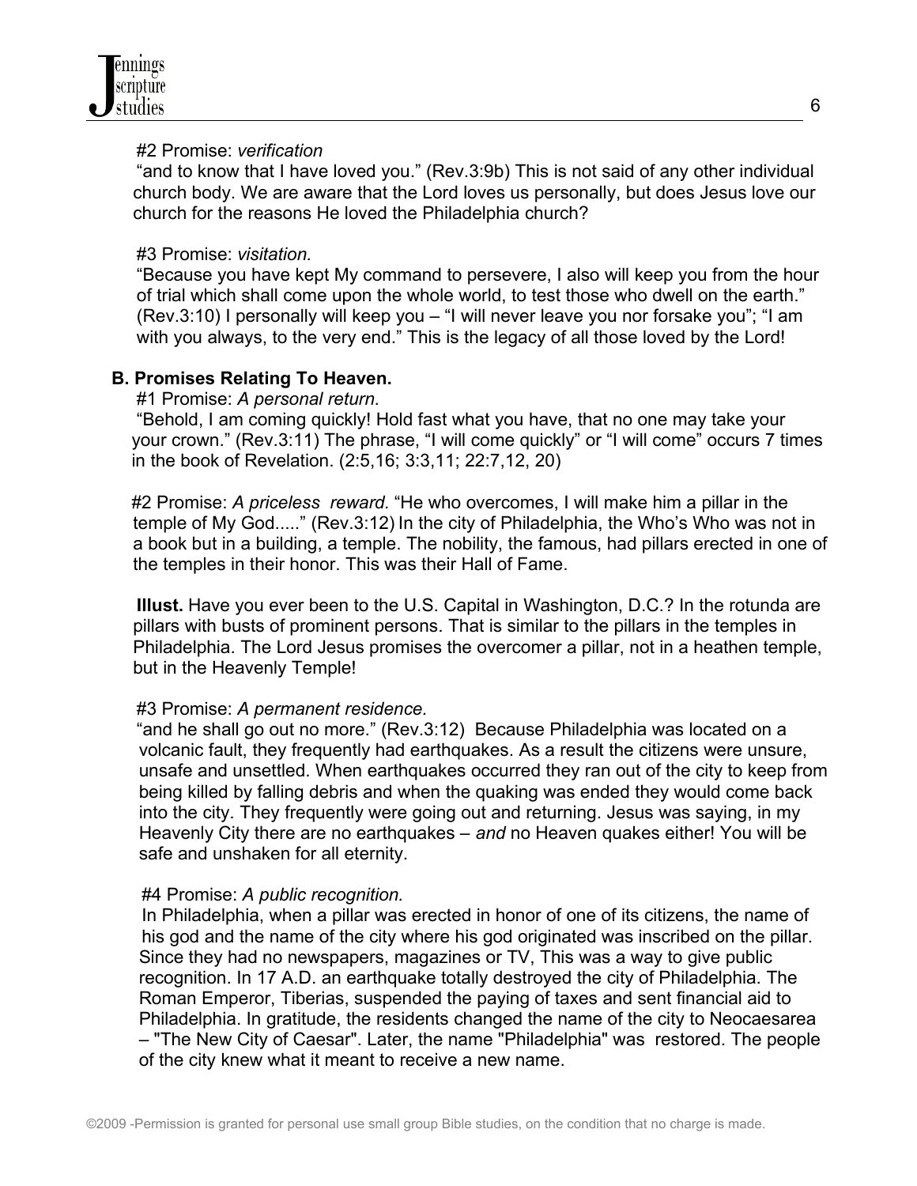#2 Promise: *verification*

"and to know that I have loved you." (Rev.3:9b) This is not said of any other individual church body. We are aware that the Lord loves us personally, but does Jesus love our church for the reasons He loved the Philadelphia church?

#3 Promise: *visitation.*

"Because you have kept My command to persevere, I also will keep you from the hour of trial which shall come upon the whole world, to test those who dwell on the earth." (Rev.3:10) I personally will keep you – "I will never leave you nor forsake you"; "I am with you always, to the very end." This is the legacy of all those loved by the Lord!

**B. Promises Relating To Heaven.**

#1 Promise: *A personal return.*

"Behold, I am coming quickly! Hold fast what you have, that no one may take your your crown." (Rev.3:11) The phrase, "I will come quickly" or "I will come" occurs 7 times in the book of Revelation. (2:5,16; 3:3,11; 22:7,12, 20)

#2 Promise: *A priceless reward.* "He who overcomes, I will make him a pillar in the temple of My God....." (Rev.3:12) In the city of Philadelphia, the Who's Who was not in a book but in a building, a temple. The nobility, the famous, had pillars erected in one of the temples in their honor. This was their Hall of Fame.

**Illust.** Have you ever been to the U.S. Capital in Washington, D.C.? In the rotunda are pillars with busts of prominent persons. That is similar to the pillars in the temples in Philadelphia. The Lord Jesus promises the overcomer a pillar, not in a heathen temple, but in the Heavenly Temple!

#3 Promise: *A permanent residence.*

"and he shall go out no more." (Rev.3:12) Because Philadelphia was located on a volcanic fault, they frequently had earthquakes. As a result the citizens were unsure, unsafe and unsettled. When earthquakes occurred they ran out of the city to keep from being killed by falling debris and when the quaking was ended they would come back into the city. They frequently were going out and returning. Jesus was saying, in my Heavenly City there are no earthquakes – *and* no Heaven quakes either! You will be safe and unshaken for all eternity.

#4 Promise: *A public recognition.*

In Philadelphia, when a pillar was erected in honor of one of its citizens, the name of his god and the name of the city where his god originated was inscribed on the pillar. Since they had no newspapers, magazines or TV, This was a way to give public recognition. In 17 A.D. an earthquake totally destroyed the city of Philadelphia. The Roman Emperor, Tiberias, suspended the paying of taxes and sent financial aid to Philadelphia. In gratitude, the residents changed the name of the city to Neocaesarea – "The New City of Caesar". Later, the name "Philadelphia" was restored. The people of the city knew what it meant to receive a new name.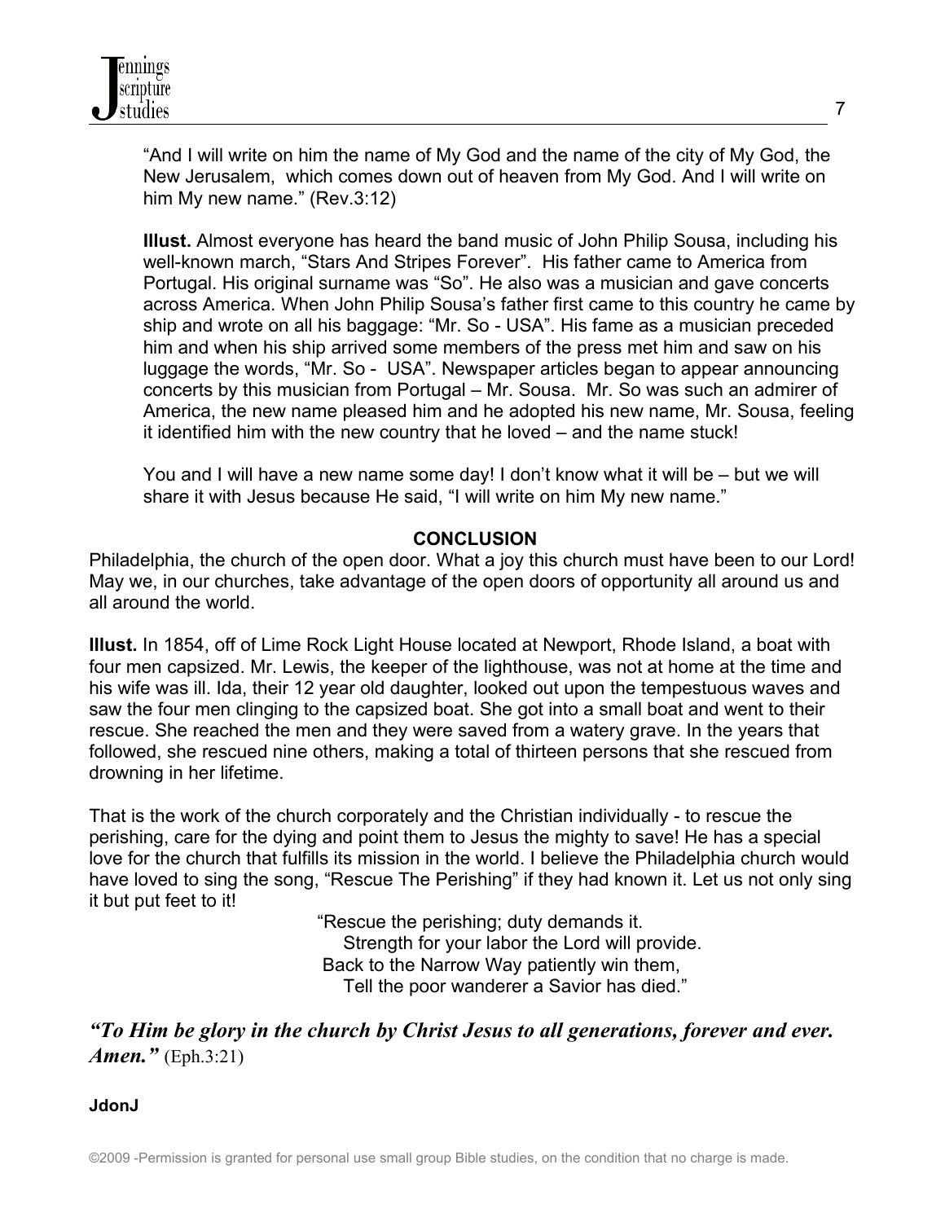"And I will write on him the name of My God and the name of the city of My God, the New Jerusalem, which comes down out of heaven from My God. And I will write on him My new name." (Rev.3:12)

**Illust.** Almost everyone has heard the band music of John Philip Sousa, including his well-known march, "Stars And Stripes Forever". His father came to America from Portugal. His original surname was "So". He also was a musician and gave concerts across America. When John Philip Sousa's father first came to this country he came by ship and wrote on all his baggage: "Mr. So - USA". His fame as a musician preceded him and when his ship arrived some members of the press met him and saw on his luggage the words, "Mr. So - USA". Newspaper articles began to appear announcing concerts by this musician from Portugal – Mr. Sousa. Mr. So was such an admirer of America, the new name pleased him and he adopted his new name, Mr. Sousa, feeling it identified him with the new country that he loved – and the name stuck!

You and I will have a new name some day! I don't know what it will be – but we will share it with Jesus because He said, "I will write on him My new name."

## CONCLUSION

Philadelphia, the church of the open door. What a joy this church must have been to our Lord! May we, in our churches, take advantage of the open doors of opportunity all around us and all around the world.

**Illust.** In 1854, off of Lime Rock Light House located at Newport, Rhode Island, a boat with four men capsized. Mr. Lewis, the keeper of the lighthouse, was not at home at the time and his wife was ill. Ida, their 12 year old daughter, looked out upon the tempestuous waves and saw the four men clinging to the capsized boat. She got into a small boat and went to their rescue. She reached the men and they were saved from a watery grave. In the years that followed, she rescued nine others, making a total of thirteen persons that she rescued from drowning in her lifetime.

That is the work of the church corporately and the Christian individually - to rescue the perishing, care for the dying and point them to Jesus the mighty to save! He has a special love for the church that fulfills its mission in the world. I believe the Philadelphia church would have loved to sing the song, "Rescue The Perishing" if they had known it. Let us not only sing it but put feet to it!

"Rescue the perishing; duty demands it.
Strength for your labor the Lord will provide.
Back to the Narrow Way patiently win them,
Tell the poor wanderer a Savior has died."

***"To Him be glory in the church by Christ Jesus to all generations, forever and ever. Amen."*** (Eph.3:21)

**JdonJ**

©2009 -Permission is granted for personal use small group Bible studies, on the condition that no charge is made.